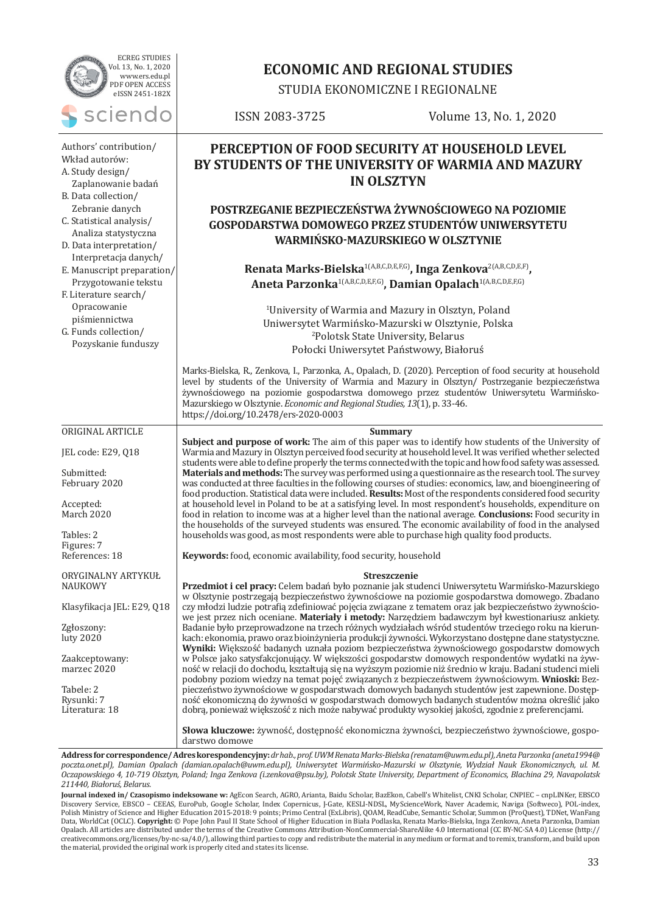ECREG STUDIES
Vol. 13, No. 1, 2020
www.ers.edu.pl
PDF OPEN ACCESS
eISSN 2451-182X

sciendo

# ECONOMIC AND REGIONAL STUDIES

STUDIA EKONOMICZNE I REGIONALNE

ISSN 2083-3725 Volume 13, No. 1, 2020

Authors' contribution/
Wkład autorów:
A. Study design/
Zaplanowanie badań
B. Data collection/
Zebranie danych
C. Statistical analysis/
Analiza statystyczna
D. Data interpretation/
Interpretacja danych/
E. Manuscript preparation/
Przygotowanie tekstu
F. Literature search/
Opracowanie piśmiennictwa
G. Funds collection/
Pozyskanie funduszy

# PERCEPTION OF FOOD SECURITY AT HOUSEHOLD LEVEL BY STUDENTS OF THE UNIVERSITY OF WARMIA AND MAZURY IN OLSZTYN

## POSTRZEGANIE BEZPIECZEŃSTWA ŻYWNOŚCIOWEGO NA POZIOMIE GOSPODARSTWA DOMOWEGO PRZEZ STUDENTÓW UNIWERSYTETU WARMIŃSKO-MAZURSKIEGO W OLSZTYNIE

**Renata Marks-Bielska**[1(A,B,C,D,E,F,G)], **Inga Zenkova**[2(A,B,C,D,E,F)], **Aneta Parzonka**[1(A,B,C,D,E,F,G)], **Damian Opalach**[1(A,B,C,D,E,F,G)]

[1]University of Warmia and Mazury in Olsztyn, Poland
Uniwersytet Warmińsko-Mazurski w Olsztynie, Polska
[2]Polotsk State University, Belarus
Połocki Uniwersytet Państwowy, Białoruś

Marks-Bielska, R., Zenkova, I., Parzonka, A., Opalach, D. (2020). Perception of food security at household level by students of the University of Warmia and Mazury in Olsztyn/ Postrzeganie bezpieczeństwa żywnościowego na poziomie gospodarstwa domowego przez studentów Uniwersytetu Warmińsko-Mazurskiego w Olsztynie. *Economic and Regional Studies, 13*(1), p. 33-46. https://doi.org/10.2478/ers-2020-0003

ORIGINAL ARTICLE

JEL code: E29, Q18

Submitted:
February 2020

Accepted:
March 2020

Tables: 2
Figures: 7
References: 18

**Summary**

**Subject and purpose of work:** The aim of this paper was to identify how students of the University of Warmia and Mazury in Olsztyn perceived food security at household level. It was verified whether selected students were able to define properly the terms connected with the topic and how food safety was assessed. **Materials and methods:** The survey was performed using a questionnaire as the research tool. The survey was conducted at three faculties in the following courses of studies: economics, law, and bioengineering of food production. Statistical data were included. **Results:** Most of the respondents considered food security at household level in Poland to be at a satisfying level. In most respondent's households, expenditure on food in relation to income was at a higher level than the national average. **Conclusions:** Food security in the households of the surveyed students was ensured. The economic availability of food in the analysed households was good, as most respondents were able to purchase high quality food products.

**Keywords:** food, economic availability, food security, household

ORYGINALNY ARTYKUŁ NAUKOWY

Klasyfikacja JEL: E29, Q18

Zgłoszony:
luty 2020

Zaakceptowany:
marzec 2020

Tabele: 2
Rysunki: 7
Literatura: 18

**Streszczenie**

**Przedmiot i cel pracy:** Celem badań było poznanie jak studenci Uniwersytetu Warmińsko-Mazurskiego w Olsztynie postrzegają bezpieczeństwo żywnościowe na poziomie gospodarstwa domowego. Zbadano czy młodzi ludzie potrafią zdefiniować pojęcia związane z tematem oraz jak bezpieczeństwo żywnościowe jest przez nich oceniane. **Materiały i metody:** Narzędziem badawczym był kwestionariusz ankiety. Badanie było przeprowadzone na trzech różnych wydziałach wśród studentów trzeciego roku na kierunkach: ekonomia, prawo oraz bioinżynieria produkcji żywności. Wykorzystano dostępne dane statystyczne. **Wyniki:** Większość badanych uznała poziom bezpieczeństwa żywnościowego gospodarstw domowych w Polsce jako satysfakcjonujący. W większości gospodarstw domowych respondentów wydatki na żywność w relacji do dochodu, kształtują się na wyższym poziomie niż średnio w kraju. Badani studenci mieli podobny poziom wiedzy na temat pojęć związanych z bezpieczeństwem żywnościowym. **Wnioski:** Bezpieczeństwo żywnościowe w gospodarstwach domowych badanych studentów jest zapewnione. Dostępność ekonomiczną do żywności w gospodarstwach domowych badanych studentów można określić jako dobrą, ponieważ większość z nich może nabywać produkty wysokiej jakości, zgodnie z preferencjami.

**Słowa kluczowe:** żywność, dostępność ekonomiczna żywności, bezpieczeństwo żywnościowe, gospodarstwo domowe

**Address for correspondence/ Adres korespondencyjny:** *dr hab., prof. UWM Renata Marks-Bielska (renatam@uwm.edu.pl), Aneta Parzonka (aneta1994@poczta.onet.pl), Damian Opalach (damian.opalach@uwm.edu.pl), Uniwersytet Warmińsko-Mazurski w Olsztynie, Wydział Nauk Ekonomicznych, ul. M. Oczapowskiego 4, 10-719 Olsztyn, Poland; Inga Zenkova (i.zenkova@psu.by), Polotsk State University, Department of Economics, Blachina 29, Navapolatsk 211440, Białoruś, Belarus.*

**Journal indexed in/ Czasopismo indeksowane w:** AgEcon Search, AGRO, Arianta, Baidu Scholar, BazEkon, Cabell's Whitelist, CNKI Scholar, CNPIEC – cnpLINKer, EBSCO Discovery Service, EBSCO – CEEAS, EuroPub, Google Scholar, Index Copernicus, J-Gate, KESLI-NDSL, MyScienceWork, Naver Academic, Naviga (Softweco), POL-index, Polish Ministry of Science and Higher Education 2015-2018: 9 points; Primo Central (ExLibris), QOAM, ReadCube, Semantic Scholar, Summon (ProQuest), TDNet, WanFang Data, WorldCat (OCLC). **Copyright:** © Pope John Paul II State School of Higher Education in Biała Podlaska, Renata Marks-Bielska, Inga Zenkova, Aneta Parzonka, Damian Opalach. All articles are distributed under the terms of the Creative Commons Attribution-NonCommercial-ShareAlike 4.0 International (CC BY-NC-SA 4.0) License (http://creativecommons.org/licenses/by-nc-sa/4.0/), allowing third parties to copy and redistribute the material in any medium or format and to remix, transform, and build upon the material, provided the original work is properly cited and states its license.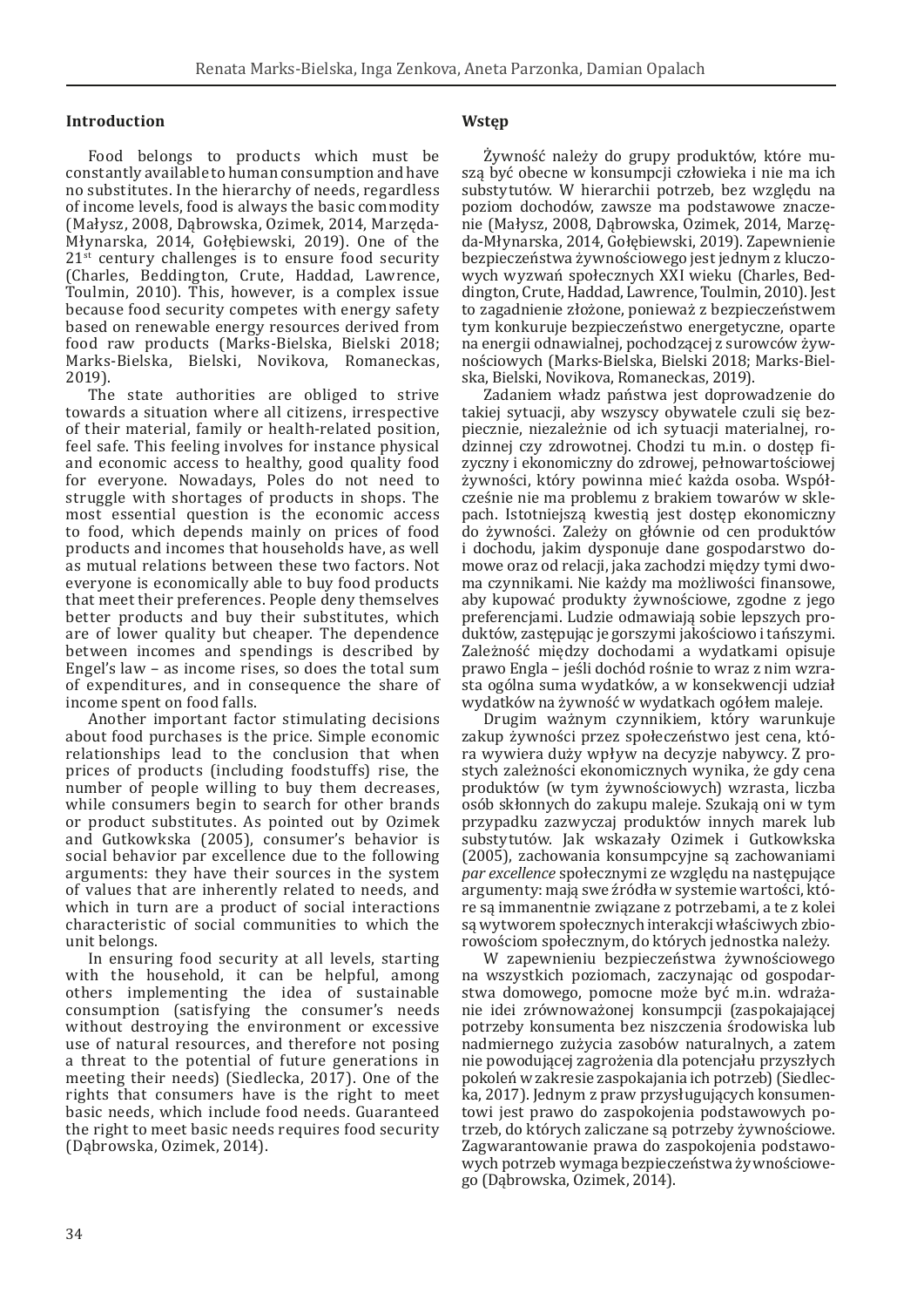## Introduction

Food belongs to products which must be constantly available to human consumption and have no substitutes. In the hierarchy of needs, regardless of income levels, food is always the basic commodity (Małysz, 2008, Dąbrowska, Ozimek, 2014, Marzęda-Młynarska, 2014, Gołębiewski, 2019). One of the 21st century challenges is to ensure food security (Charles, Beddington, Crute, Haddad, Lawrence, Toulmin, 2010). This, however, is a complex issue because food security competes with energy safety based on renewable energy resources derived from food raw products (Marks-Bielska, Bielski 2018; Marks-Bielska, Bielski, Novikova, Romaneckas, 2019).

The state authorities are obliged to strive towards a situation where all citizens, irrespective of their material, family or health-related position, feel safe. This feeling involves for instance physical and economic access to healthy, good quality food for everyone. Nowadays, Poles do not need to struggle with shortages of products in shops. The most essential question is the economic access to food, which depends mainly on prices of food products and incomes that households have, as well as mutual relations between these two factors. Not everyone is economically able to buy food products that meet their preferences. People deny themselves better products and buy their substitutes, which are of lower quality but cheaper. The dependence between incomes and spendings is described by Engel's law – as income rises, so does the total sum of expenditures, and in consequence the share of income spent on food falls.

Another important factor stimulating decisions about food purchases is the price. Simple economic relationships lead to the conclusion that when prices of products (including foodstuffs) rise, the number of people willing to buy them decreases, while consumers begin to search for other brands or product substitutes. As pointed out by Ozimek and Gutkowkska (2005), consumer's behavior is social behavior par excellence due to the following arguments: they have their sources in the system of values that are inherently related to needs, and which in turn are a product of social interactions characteristic of social communities to which the unit belongs.

In ensuring food security at all levels, starting with the household, it can be helpful, among others implementing the idea of sustainable consumption (satisfying the consumer's needs without destroying the environment or excessive use of natural resources, and therefore not posing a threat to the potential of future generations in meeting their needs) (Siedlecka, 2017). One of the rights that consumers have is the right to meet basic needs, which include food needs. Guaranteed the right to meet basic needs requires food security (Dąbrowska, Ozimek, 2014).

## Wstęp

Żywność należy do grupy produktów, które muszą być obecne w konsumpcji człowieka i nie ma ich substytutów. W hierarchii potrzeb, bez względu na poziom dochodów, zawsze ma podstawowe znaczenie (Małysz, 2008, Dąbrowska, Ozimek, 2014, Marzęda-Młynarska, 2014, Gołębiewski, 2019). Zapewnienie bezpieczeństwa żywnościowego jest jednym z kluczowych wyzwań społecznych XXI wieku (Charles, Beddington, Crute, Haddad, Lawrence, Toulmin, 2010). Jest to zagadnienie złożone, ponieważ z bezpieczeństwem tym konkuruje bezpieczeństwo energetyczne, oparte na energii odnawialnej, pochodzącej z surowców żywnościowych (Marks-Bielska, Bielski 2018; Marks-Bielska, Bielski, Novikova, Romaneckas, 2019).

Zadaniem władz państwa jest doprowadzenie do takiej sytuacji, aby wszyscy obywatele czuli się bezpiecznie, niezależnie od ich sytuacji materialnej, rodzinnej czy zdrowotnej. Chodzi tu m.in. o dostęp fizyczny i ekonomiczny do zdrowej, pełnowartościowej żywności, który powinna mieć każda osoba. Współcześnie nie ma problemu z brakiem towarów w sklepach. Istotniejszą kwestią jest dostęp ekonomiczny do żywności. Zależy on głównie od cen produktów i dochodu, jakim dysponuje dane gospodarstwo domowe oraz od relacji, jaka zachodzi między tymi dwoma czynnikami. Nie każdy ma możliwości finansowe, aby kupować produkty żywnościowe, zgodne z jego preferencjami. Ludzie odmawiają sobie lepszych produktów, zastępując je gorszymi jakościowo i tańszymi. Zależność między dochodami a wydatkami opisuje prawo Engla – jeśli dochód rośnie to wraz z nim wzrasta ogólna suma wydatków, a w konsekwencji udział wydatków na żywność w wydatkach ogółem maleje.

Drugim ważnym czynnikiem, który warunkuje zakup żywności przez społeczeństwo jest cena, która wywiera duży wpływ na decyzje nabywcy. Z prostych zależności ekonomicznych wynika, że gdy cena produktów (w tym żywnościowych) wzrasta, liczba osób skłonnych do zakupu maleje. Szukają oni w tym przypadku zazwyczaj produktów innych marek lub substytutów. Jak wskazały Ozimek i Gutkowkska (2005), zachowania konsumpcyjne są zachowaniami *par excellence* społecznymi ze względu na następujące argumenty: mają swe źródła w systemie wartości, które są immanentnie związane z potrzebami, a te z kolei są wytworem społecznych interakcji właściwych zbiorowościom społecznym, do których jednostka należy.

W zapewnieniu bezpieczeństwa żywnościowego na wszystkich poziomach, zaczynając od gospodarstwa domowego, pomocne może być m.in. wdrażanie idei zrównoważonej konsumpcji (zaspokajającej potrzeby konsumenta bez niszczenia środowiska lub nadmiernego zużycia zasobów naturalnych, a zatem nie powodującej zagrożenia dla potencjału przyszłych pokoleń w zakresie zaspokajania ich potrzeb) (Siedlecka, 2017). Jednym z praw przysługujących konsumentowi jest prawo do zaspokojenia podstawowych potrzeb, do których zaliczane są potrzeby żywnościowe. Zagwarantowanie prawa do zaspokojenia podstawowych potrzeb wymaga bezpieczeństwa żywnościowego (Dąbrowska, Ozimek, 2014).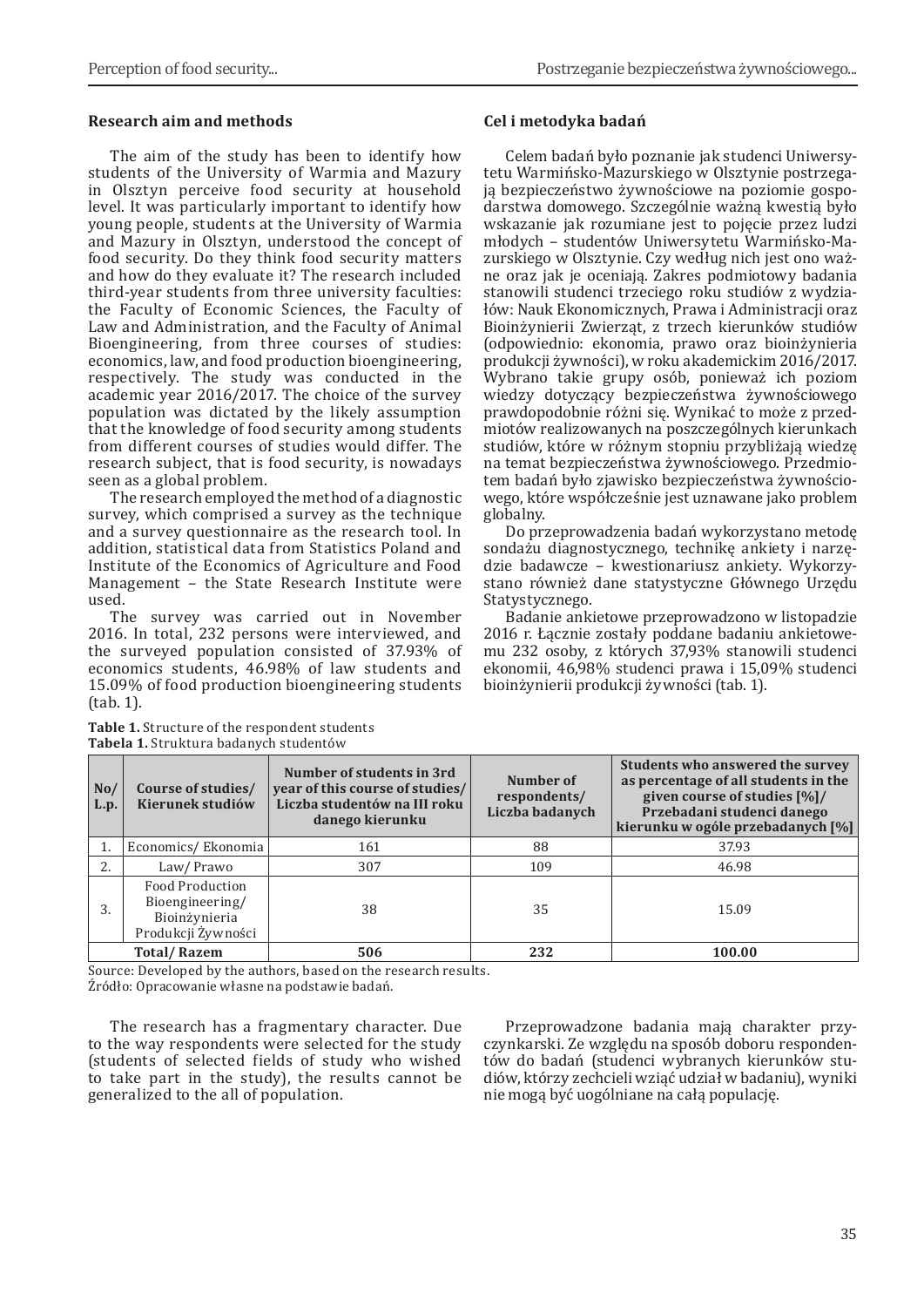## Research aim and methods

The aim of the study has been to identify how students of the University of Warmia and Mazury in Olsztyn perceive food security at household level. It was particularly important to identify how young people, students at the University of Warmia and Mazury in Olsztyn, understood the concept of food security. Do they think food security matters and how do they evaluate it? The research included third-year students from three university faculties: the Faculty of Economic Sciences, the Faculty of Law and Administration, and the Faculty of Animal Bioengineering, from three courses of studies: economics, law, and food production bioengineering, respectively. The study was conducted in the academic year 2016/2017. The choice of the survey population was dictated by the likely assumption that the knowledge of food security among students from different courses of studies would differ. The research subject, that is food security, is nowadays seen as a global problem.

The research employed the method of a diagnostic survey, which comprised a survey as the technique and a survey questionnaire as the research tool. In addition, statistical data from Statistics Poland and Institute of the Economics of Agriculture and Food Management – the State Research Institute were used.

The survey was carried out in November 2016. In total, 232 persons were interviewed, and the surveyed population consisted of 37.93% of economics students, 46.98% of law students and 15.09% of food production bioengineering students (tab. 1).

## Cel i metodyka badań

Celem badań było poznanie jak studenci Uniwersytetu Warmińsko-Mazurskiego w Olsztynie postrzegają bezpieczeństwo żywnościowe na poziomie gospodarstwa domowego. Szczególnie ważną kwestią było wskazanie jak rozumiane jest to pojęcie przez ludzi młodych – studentów Uniwersytetu Warmińsko-Mazurskiego w Olsztynie. Czy według nich jest ono ważne oraz jak je oceniają. Zakres podmiotowy badania stanowili studenci trzeciego roku studiów z wydziałów: Nauk Ekonomicznych, Prawa i Administracji oraz Bioinżynierii Zwierząt, z trzech kierunków studiów (odpowiednio: ekonomia, prawo oraz bioinżynieria produkcji żywności), w roku akademickim 2016/2017. Wybrano takie grupy osób, ponieważ ich poziom wiedzy dotyczący bezpieczeństwa żywnościowego prawdopodobnie różni się. Wynikać to może z przedmiotów realizowanych na poszczególnych kierunkach studiów, które w różnym stopniu przybliżają wiedzę na temat bezpieczeństwa żywnościowego. Przedmiotem badań było zjawisko bezpieczeństwa żywnościowego, które współcześnie jest uznawane jako problem globalny.

Do przeprowadzenia badań wykorzystano metodę sondażu diagnostycznego, technikę ankiety i narzędzie badawcze – kwestionariusz ankiety. Wykorzystano również dane statystyczne Głównego Urzędu Statystycznego.

Badanie ankietowe przeprowadzono w listopadzie 2016 r. Łącznie zostały poddane badaniu ankietowemu 232 osoby, z których 37,93% stanowili studenci ekonomii, 46,98% studenci prawa i 15,09% studenci bioinżynierii produkcji żywności (tab. 1).

**Table 1.** Structure of the respondent students
**Tabela 1.** Struktura badanych studentów

| No/ L.p. | Course of studies/ Kierunek studiów | Number of students in 3rd year of this course of studies/ Liczba studentów na III roku danego kierunku | Number of respondents/ Liczba badanych | Students who answered the survey as percentage of all students in the given course of studies [%]/ Przebadani studenci danego kierunku w ogóle przebadanych [%] |
|---|---|---|---|---|
| 1. | Economics/ Ekonomia | 161 | 88 | 37.93 |
| 2. | Law/ Prawo | 307 | 109 | 46.98 |
| 3. | Food Production Bioengineering/ Bioinżynieria Produkcji Żywności | 38 | 35 | 15.09 |
| **Total/ Razem** | | **506** | **232** | **100.00** |

Source: Developed by the authors, based on the research results.
Źródło: Opracowanie własne na podstawie badań.

The research has a fragmentary character. Due to the way respondents were selected for the study (students of selected fields of study who wished to take part in the study), the results cannot be generalized to the all of population.

Przeprowadzone badania mają charakter przyczynkarski. Ze względu na sposób doboru respondentów do badań (studenci wybranych kierunków studiów, którzy zechcieli wziąć udział w badaniu), wyniki nie mogą być uogólniane na całą populację.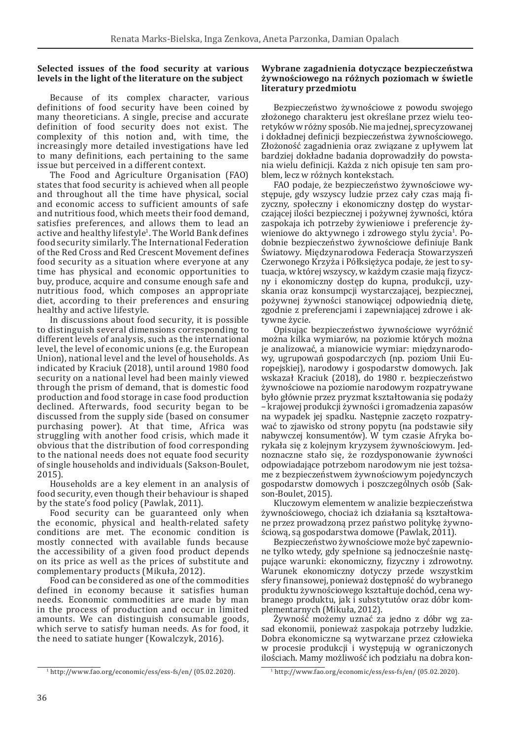#### Selected issues of the food security at various levels in the light of the literature on the subject

Because of its complex character, various definitions of food security have been coined by many theoreticians. A single, precise and accurate definition of food security does not exist. The complexity of this notion and, with time, the increasingly more detailed investigations have led to many definitions, each pertaining to the same issue but perceived in a different context.

The Food and Agriculture Organisation (FAO) states that food security is achieved when all people and throughout all the time have physical, social and economic access to sufficient amounts of safe and nutritious food, which meets their food demand, satisfies preferences, and allows them to lead an active and healthy lifestyle[1]. The World Bank defines food security similarly. The International Federation of the Red Cross and Red Crescent Movement defines food security as a situation where everyone at any time has physical and economic opportunities to buy, produce, acquire and consume enough safe and nutritious food, which composes an appropriate diet, according to their preferences and ensuring healthy and active lifestyle.

In discussions about food security, it is possible to distinguish several dimensions corresponding to different levels of analysis, such as the international level, the level of economic unions (e.g. the European Union), national level and the level of households. As indicated by Kraciuk (2018), until around 1980 food security on a national level had been mainly viewed through the prism of demand, that is domestic food production and food storage in case food production declined. Afterwards, food security began to be discussed from the supply side (based on consumer purchasing power). At that time, Africa was struggling with another food crisis, which made it obvious that the distribution of food corresponding to the national needs does not equate food security of single households and individuals (Sakson-Boulet, 2015).

Households are a key element in an analysis of food security, even though their behaviour is shaped by the state's food policy (Pawlak, 2011).

Food security can be guaranteed only when the economic, physical and health-related safety conditions are met. The economic condition is mostly connected with available funds because the accessibility of a given food product depends on its price as well as the prices of substitute and complementary products (Mikuła, 2012).

Food can be considered as one of the commodities defined in economy because it satisfies human needs. Economic commodities are made by man in the process of production and occur in limited amounts. We can distinguish consumable goods, which serve to satisfy human needs. As for food, it the need to satiate hunger (Kowalczyk, 2016).

[1] http://www.fao.org/economic/ess/ess-fs/en/ (05.02.2020).

#### Wybrane zagadnienia dotyczące bezpieczeństwa żywnościowego na różnych poziomach w świetle literatury przedmiotu

Bezpieczeństwo żywnościowe z powodu swojego złożonego charakteru jest określane przez wielu teoretyków w różny sposób. Nie ma jednej, sprecyzowanej i dokładnej definicji bezpieczeństwa żywnościowego. Złożoność zagadnienia oraz związane z upływem lat bardziej dokładne badania doprowadziły do powstania wielu definicji. Każda z nich opisuje ten sam problem, lecz w różnych kontekstach.

FAO podaje, że bezpieczeństwo żywnościowe występuje, gdy wszyscy ludzie przez cały czas mają fizyczny, społeczny i ekonomiczny dostęp do wystarczającej ilości bezpiecznej i pożywnej żywności, która zaspokaja ich potrzeby żywieniowe i preferencje żywieniowe do aktywnego i zdrowego stylu życia[1]. Podobnie bezpieczeństwo żywnościowe definiuje Bank Światowy. Międzynarodowa Federacja Stowarzyszeń Czerwonego Krzyża i Półksiężyca podaje, że jest to sytuacja, w której wszyscy, w każdym czasie mają fizyczny i ekonomiczny dostęp do kupna, produkcji, uzyskania oraz konsumpcji wystarczającej, bezpiecznej, pożywnej żywności stanowiącej odpowiednią dietę, zgodnie z preferencjami i zapewniającej zdrowe i aktywne życie.

Opisując bezpieczeństwo żywnościowe wyróżnić można kilka wymiarów, na poziomie których można je analizować, a mianowicie wymiar: międzynarodowy, ugrupowań gospodarczych (np. poziom Unii Europejskiej), narodowy i gospodarstw domowych. Jak wskazał Kraciuk (2018), do 1980 r. bezpieczeństwo żywnościowe na poziomie narodowym rozpatrywane było głównie przez pryzmat kształtowania się podaży – krajowej produkcji żywności i gromadzenia zapasów na wypadek jej spadku. Następnie zaczęto rozpatrywać to zjawisko od strony popytu (na podstawie siły nabywczej konsumentów). W tym czasie Afryka borykała się z kolejnym kryzysem żywnościowym. Jednoznaczne stało się, że rozdysponowanie żywności odpowiadające potrzebom narodowym nie jest tożsame z bezpieczeństwem żywnościowym pojedynczych gospodarstw domowych i poszczególnych osób (Sakson-Boulet, 2015).

Kluczowym elementem w analizie bezpieczeństwa żywnościowego, chociaż ich działania są kształtowane przez prowadzoną przez państwo politykę żywnościową, są gospodarstwa domowe (Pawlak, 2011).

Bezpieczeństwo żywnościowe może być zapewnione tylko wtedy, gdy spełnione są jednocześnie następujące warunki: ekonomiczny, fizyczny i zdrowotny. Warunek ekonomiczny dotyczy przede wszystkim sfery finansowej, ponieważ dostępność do wybranego produktu żywnościowego kształtuje dochód, cena wybranego produktu, jak i substytutów oraz dóbr komplementarnych (Mikuła, 2012).

Żywność możemy uznać za jedno z dóbr wg zasad ekonomii, ponieważ zaspokaja potrzeby ludzkie. Dobra ekonomiczne są wytwarzane przez człowieka w procesie produkcji i występują w ograniczonych ilościach. Mamy możliwość ich podziału na dobra kon-

[1] http://www.fao.org/economic/ess/ess-fs/en/ (05.02.2020).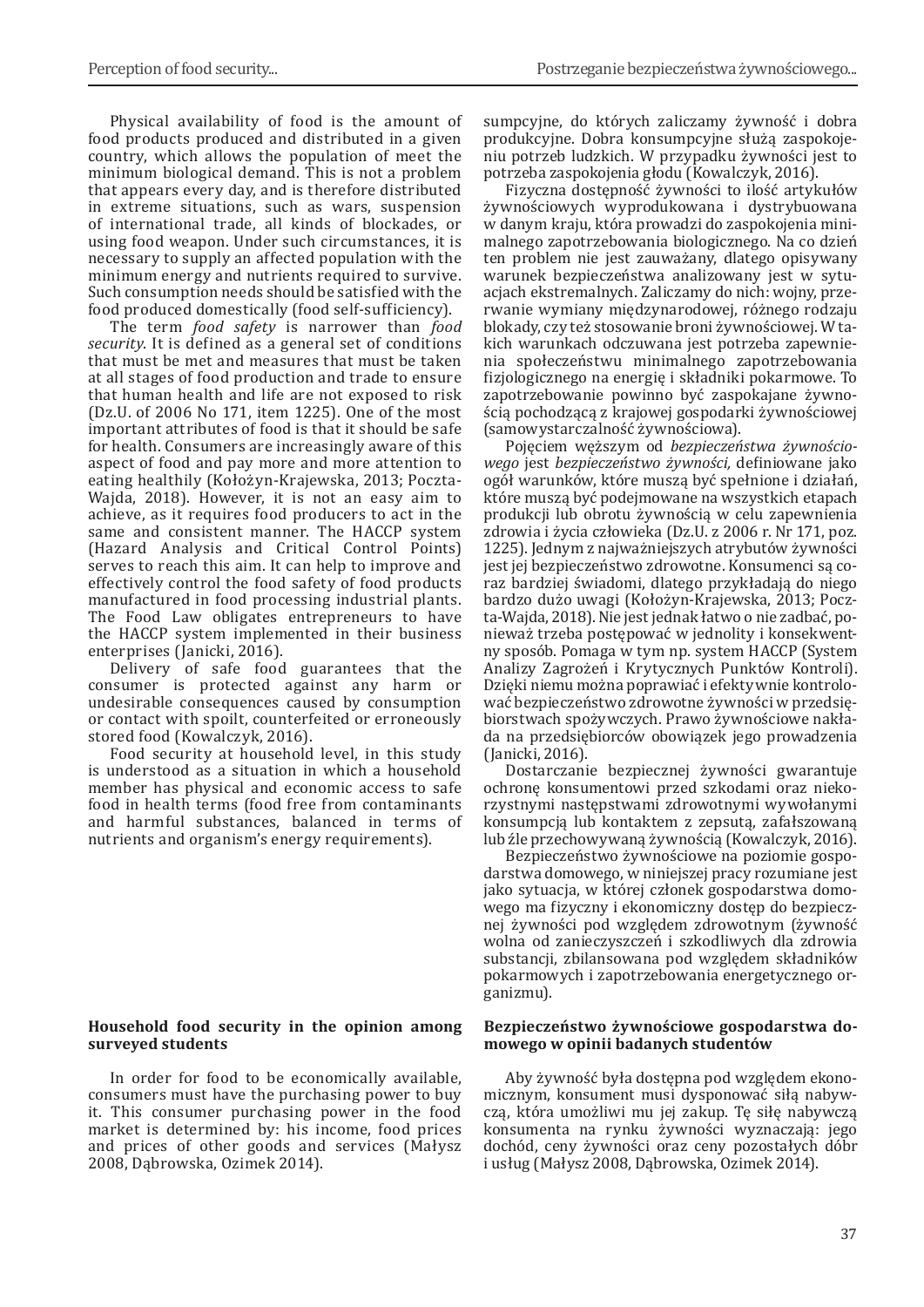Physical availability of food is the amount of food products produced and distributed in a given country, which allows the population of meet the minimum biological demand. This is not a problem that appears every day, and is therefore distributed in extreme situations, such as wars, suspension of international trade, all kinds of blockades, or using food weapon. Under such circumstances, it is necessary to supply an affected population with the minimum energy and nutrients required to survive. Such consumption needs should be satisfied with the food produced domestically (food self-sufficiency).

The term *food safety* is narrower than *food security*. It is defined as a general set of conditions that must be met and measures that must be taken at all stages of food production and trade to ensure that human health and life are not exposed to risk (Dz.U. of 2006 No 171, item 1225). One of the most important attributes of food is that it should be safe for health. Consumers are increasingly aware of this aspect of food and pay more and more attention to eating healthily (Kołożyn-Krajewska, 2013; Poczta-Wajda, 2018). However, it is not an easy aim to achieve, as it requires food producers to act in the same and consistent manner. The HACCP system (Hazard Analysis and Critical Control Points) serves to reach this aim. It can help to improve and effectively control the food safety of food products manufactured in food processing industrial plants. The Food Law obligates entrepreneurs to have the HACCP system implemented in their business enterprises (Janicki, 2016).

Delivery of safe food guarantees that the consumer is protected against any harm or undesirable consequences caused by consumption or contact with spoilt, counterfeited or erroneously stored food (Kowalczyk, 2016).

Food security at household level, in this study is understood as a situation in which a household member has physical and economic access to safe food in health terms (food free from contaminants and harmful substances, balanced in terms of nutrients and organism's energy requirements).

## Household food security in the opinion among surveyed students

In order for food to be economically available, consumers must have the purchasing power to buy it. This consumer purchasing power in the food market is determined by: his income, food prices and prices of other goods and services (Małysz 2008, Dąbrowska, Ozimek 2014).

sumpcyjne, do których zaliczamy żywność i dobra produkcyjne. Dobra konsumpcyjne służą zaspokojeniu potrzeb ludzkich. W przypadku żywności jest to potrzeba zaspokojenia głodu (Kowalczyk, 2016).

Fizyczna dostępność żywności to ilość artykułów żywnościowych wyprodukowana i dystrybuowana w danym kraju, która prowadzi do zaspokojenia minimalnego zapotrzebowania biologicznego. Na co dzień ten problem nie jest zauważany, dlatego opisywany warunek bezpieczeństwa analizowany jest w sytuacjach ekstremalnych. Zaliczamy do nich: wojny, przerwanie wymiany międzynarodowej, różnego rodzaju blokady, czy też stosowanie broni żywnościowej. W takich warunkach odczuwana jest potrzeba zapewnienia społeczeństwu minimalnego zapotrzebowania fizjologicznego na energię i składniki pokarmowe. To zapotrzebowanie powinno być zaspokajane żywnością pochodzącą z krajowej gospodarki żywnościowej (samowystarczalność żywnościowa).

Pojęciem węższym od *bezpieczeństwa żywnościowego* jest *bezpieczeństwo żywności,* definiowane jako ogół warunków, które muszą być spełnione i działań, które muszą być podejmowane na wszystkich etapach produkcji lub obrotu żywnością w celu zapewnienia zdrowia i życia człowieka (Dz.U. z 2006 r. Nr 171, poz. 1225). Jednym z najważniejszych atrybutów żywności jest jej bezpieczeństwo zdrowotne. Konsumenci są coraz bardziej świadomi, dlatego przykładają do niego bardzo dużo uwagi (Kołożyn-Krajewska, 2013; Poczta-Wajda, 2018). Nie jest jednak łatwo o nie zadbać, ponieważ trzeba postępować w jednolity i konsekwentny sposób. Pomaga w tym np. system HACCP (System Analizy Zagrożeń i Krytycznych Punktów Kontroli). Dzięki niemu można poprawiać i efektywnie kontrolować bezpieczeństwo zdrowotne żywności w przedsiębiorstwach spożywczych. Prawo żywnościowe nakłada na przedsiębiorców obowiązek jego prowadzenia (Janicki, 2016).

Dostarczanie bezpiecznej żywności gwarantuje ochronę konsumentowi przed szkodami oraz niekorzystnymi następstwami zdrowotnymi wywołanymi konsumpcją lub kontaktem z zepsutą, zafałszowaną lub źle przechowywaną żywnością (Kowalczyk, 2016).

Bezpieczeństwo żywnościowe na poziomie gospodarstwa domowego, w niniejszej pracy rozumiane jest jako sytuacja, w której członek gospodarstwa domowego ma fizyczny i ekonomiczny dostęp do bezpiecznej żywności pod względem zdrowotnym (żywność wolna od zanieczyszczeń i szkodliwych dla zdrowia substancji, zbilansowana pod względem składników pokarmowych i zapotrzebowania energetycznego organizmu).

## Bezpieczeństwo żywnościowe gospodarstwa domowego w opinii badanych studentów

Aby żywność była dostępna pod względem ekonomicznym, konsument musi dysponować siłą nabywczą, która umożliwi mu jej zakup. Tę siłę nabywczą konsumenta na rynku żywności wyznaczają: jego dochód, ceny żywności oraz ceny pozostałych dóbr i usług (Małysz 2008, Dąbrowska, Ozimek 2014).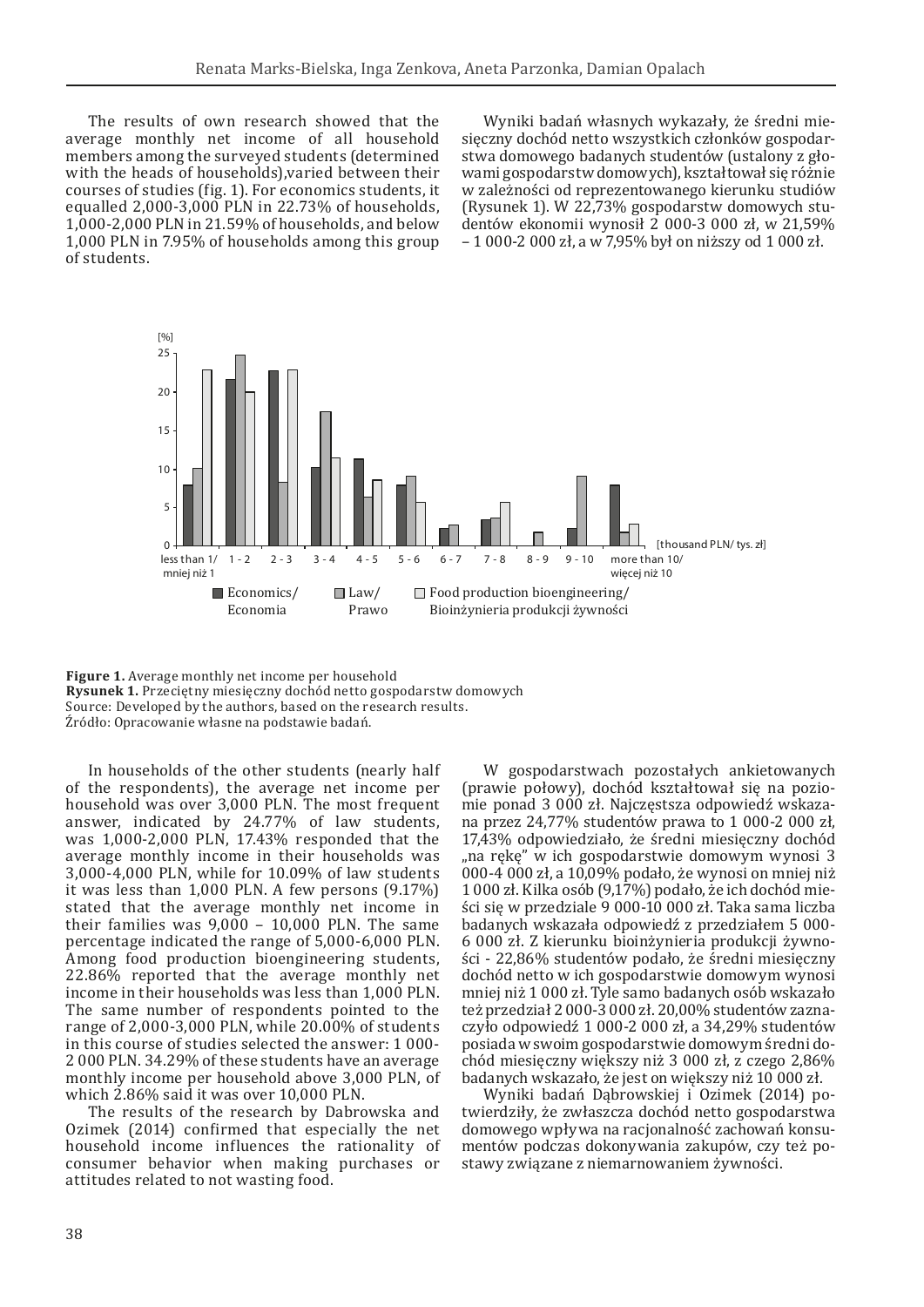The results of own research showed that the average monthly net income of all household members among the surveyed students (determined with the heads of households),varied between their courses of studies (fig. 1). For economics students, it equalled 2,000-3,000 PLN in 22.73% of households, 1,000-2,000 PLN in 21.59% of households, and below 1,000 PLN in 7.95% of households among this group of students.

Wyniki badań własnych wykazały, że średni miesięczny dochód netto wszystkich członków gospodarstwa domowego badanych studentów (ustalony z głowami gospodarstw domowych), kształtował się różnie w zależności od reprezentowanego kierunku studiów (Rysunek 1). W 22,73% gospodarstw domowych studentów ekonomii wynosił 2 000-3 000 zł, w 21,59% – 1 000-2 000 zł, a w 7,95% był on niższy od 1 000 zł.

**Figure 1.** Average monthly net income per household
**Rysunek 1.** Przeciętny miesięczny dochód netto gospodarstw domowych
Source: Developed by the authors, based on the research results.
Źródło: Opracowanie własne na podstawie badań.

In households of the other students (nearly half of the respondents), the average net income per household was over 3,000 PLN. The most frequent answer, indicated by 24.77% of law students, was 1,000-2,000 PLN, 17.43% responded that the average monthly income in their households was 3,000-4,000 PLN, while for 10.09% of law students it was less than 1,000 PLN. A few persons (9.17%) stated that the average monthly net income in their families was 9,000 – 10,000 PLN. The same percentage indicated the range of 5,000-6,000 PLN. Among food production bioengineering students, 22.86% reported that the average monthly net income in their households was less than 1,000 PLN. The same number of respondents pointed to the range of 2,000-3,000 PLN, while 20.00% of students in this course of studies selected the answer: 1 000-2 000 PLN. 34.29% of these students have an average monthly income per household above 3,000 PLN, of which 2.86% said it was over 10,000 PLN.

The results of the research by Dabrowska and Ozimek (2014) confirmed that especially the net household income influences the rationality of consumer behavior when making purchases or attitudes related to not wasting food.

W gospodarstwach pozostałych ankietowanych (prawie połowy), dochód kształtował się na poziomie ponad 3 000 zł. Najczęstsza odpowiedź wskazana przez 24,77% studentów prawa to 1 000-2 000 zł, 17,43% odpowiedziało, że średni miesięczny dochód „na rękę" w ich gospodarstwie domowym wynosi 3 000-4 000 zł, a 10,09% podało, że wynosi on mniej niż 1 000 zł. Kilka osób (9,17%) podało, że ich dochód mieści się w przedziale 9 000-10 000 zł. Taka sama liczba badanych wskazała odpowiedź z przedziałem 5 000-6 000 zł. Z kierunku bioinżynieria produkcji żywności - 22,86% studentów podało, że średni miesięczny dochód netto w ich gospodarstwie domowym wynosi mniej niż 1 000 zł. Tyle samo badanych osób wskazało też przedział 2 000-3 000 zł. 20,00% studentów zaznaczyło odpowiedź 1 000-2 000 zł, a 34,29% studentów posiada w swoim gospodarstwie domowym średni dochód miesięczny większy niż 3 000 zł, z czego 2,86% badanych wskazało, że jest on większy niż 10 000 zł.

Wyniki badań Dąbrowskiej i Ozimek (2014) potwierdziły, że zwłaszcza dochód netto gospodarstwa domowego wpływa na racjonalność zachowań konsumentów podczas dokonywania zakupów, czy też postawy związane z niemarnowaniem żywności.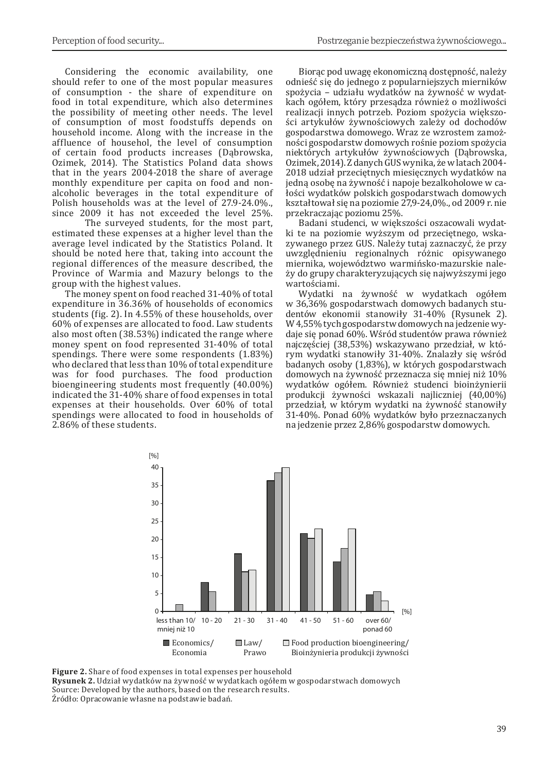Considering the economic availability, one should refer to one of the most popular measures of consumption - the share of expenditure on food in total expenditure, which also determines the possibility of meeting other needs. The level of consumption of most foodstuffs depends on household income. Along with the increase in the affluence of househol, the level of consumption of certain food products increases (Dąbrowska, Ozimek, 2014). The Statistics Poland data shows that in the years 2004-2018 the share of average monthly expenditure per capita on food and non-alcoholic beverages in the total expenditure of Polish households was at the level of 27.9-24.0%., since 2009 it has not exceeded the level 25%.

The surveyed students, for the most part, estimated these expenses at a higher level than the average level indicated by the Statistics Poland. It should be noted here that, taking into account the regional differences of the measure described, the Province of Warmia and Mazury belongs to the group with the highest values.

The money spent on food reached 31-40% of total expenditure in 36.36% of households of economics students (fig. 2). In 4.55% of these households, over 60% of expenses are allocated to food. Law students also most often (38.53%) indicated the range where money spent on food represented 31-40% of total spendings. There were some respondents (1.83%) who declared that less than 10% of total expenditure was for food purchases. The food production bioengineering students most frequently (40.00%) indicated the 31-40% share of food expenses in total expenses at their households. Over 60% of total spendings were allocated to food in households of 2.86% of these students.

Biorąc pod uwagę ekonomiczną dostępność, należy odnieść się do jednego z popularniejszych mierników spożycia – udziału wydatków na żywność w wydatkach ogółem, który przesądza również o możliwości realizacji innych potrzeb. Poziom spożycia większości artykułów żywnościowych zależy od dochodów gospodarstwa domowego. Wraz ze wzrostem zamożności gospodarstw domowych rośnie poziom spożycia niektórych artykułów żywnościowych (Dąbrowska, Ozimek, 2014). Z danych GUS wynika, że w latach 2004-2018 udział przeciętnych miesięcznych wydatków na jedną osobę na żywność i napoje bezalkoholowe w całości wydatków polskich gospodarstwach domowych kształtował się na poziomie 27,9-24,0%., od 2009 r. nie przekraczając poziomu 25%.

Badani studenci, w większości oszacowali wydatki te na poziomie wyższym od przeciętnego, wskazywanego przez GUS. Należy tutaj zaznaczyć, że przy uwzględnieniu regionalnych różnic opisywanego miernika, województwo warmińsko-mazurskie należy do grupy charakteryzujących się najwyższymi jego wartościami.

Wydatki na żywność w wydatkach ogółem w 36,36% gospodarstwach domowych badanych studentów ekonomii stanowiły 31-40% (Rysunek 2). W 4,55% tych gospodarstw domowych na jedzenie wydaje się ponad 60%. Wśród studentów prawa również najczęściej (38,53%) wskazywano przedział, w którym wydatki stanowiły 31-40%. Znalazły się wśród badanych osoby (1,83%), w których gospodarstwach domowych na żywność przeznacza się mniej niż 10% wydatków ogółem. Również studenci bioinżynierii produkcji żywności wskazali najliczniej (40,00%) przedział, w którym wydatki na żywność stanowiły 31-40%. Ponad 60% wydatków było przeznaczanych na jedzenie przez 2,86% gospodarstw domowych.

**Figure 2.** Share of food expenses in total expenses per household
**Rysunek 2.** Udział wydatków na żywność w wydatkach ogółem w gospodarstwach domowych
Source: Developed by the authors, based on the research results.
Źródło: Opracowanie własne na podstawie badań.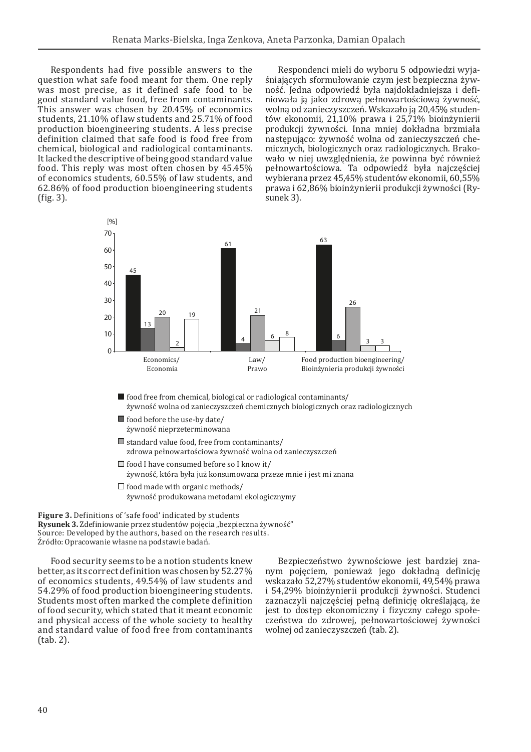Respondents had five possible answers to the question what safe food meant for them. One reply was most precise, as it defined safe food to be good standard value food, free from contaminants. This answer was chosen by 20.45% of economics students, 21.10% of law students and 25.71% of food production bioengineering students. A less precise definition claimed that safe food is food free from chemical, biological and radiological contaminants. It lacked the descriptive of being good standard value food. This reply was most often chosen by 45.45% of economics students, 60.55% of law students, and 62.86% of food production bioengineering students (fig. 3).

Respondenci mieli do wyboru 5 odpowiedzi wyjaśniających sformułowanie czym jest bezpieczna żywność. Jedna odpowiedź była najdokładniejsza i definiowała ją jako zdrową pełnowartościową żywność, wolną od zanieczyszczeń. Wskazało ją 20,45% studentów ekonomii, 21,10% prawa i 25,71% bioinżynierii produkcji żywności. Inna mniej dokładna brzmiała następująco: żywność wolna od zanieczyszczeń chemicznych, biologicznych oraz radiologicznych. Brakowało w niej uwzględnienia, że powinna być również pełnowartościowa. Ta odpowiedź była najczęściej wybierana przez 45,45% studentów ekonomii, 60,55% prawa i 62,86% bioinżynierii produkcji żywności (Rysunek 3).

| [%] | Economics/ Economia | Law/ Prawo | Food production bioengineering/ Bioinżynieria produkcji żywności |
|---|---|---|---|
| food free from chemical, biological or radiological contaminants/ żywność wolna od zanieczyszczeń chemicznych biologicznych oraz radiologicznych | 45 | 61 | 63 |
| food before the use-by date/ żywność nieprzeterminowana | 13 | 4 | 6 |
| standard value food, free from contaminants/ zdrowa pełnowartościowa żywność wolna od zanieczyszczeń | 20 | 21 | 26 |
| food I have consumed before so I know it/ żywność, która była już konsumowana przeze mnie i jest mi znana | 2 | 6 | 3 |
| food made with organic methods/ żywność produkowana metodami ekologicznymy | 19 | 8 | 3 |

**Figure 3.** Definitions of 'safe food' indicated by students
**Rysunek 3.** Zdefiniowanie przez studentów pojęcia „bezpieczna żywność"
Source: Developed by the authors, based on the research results.
Źródło: Opracowanie własne na podstawie badań.

Food security seems to be a notion students knew better, as its correct definition was chosen by 52.27% of economics students, 49.54% of law students and 54.29% of food production bioengineering students. Students most often marked the complete definition of food security, which stated that it meant economic and physical access of the whole society to healthy and standard value of food free from contaminants (tab. 2).

Bezpieczeństwo żywnościowe jest bardziej znanym pojęciem, ponieważ jego dokładną definicję wskazało 52,27% studentów ekonomii, 49,54% prawa i 54,29% bioinżynierii produkcji żywności. Studenci zaznaczyli najczęściej pełną definicję określającą, że jest to dostęp ekonomiczny i fizyczny całego społeczeństwa do zdrowej, pełnowartościowej żywności wolnej od zanieczyszczeń (tab. 2).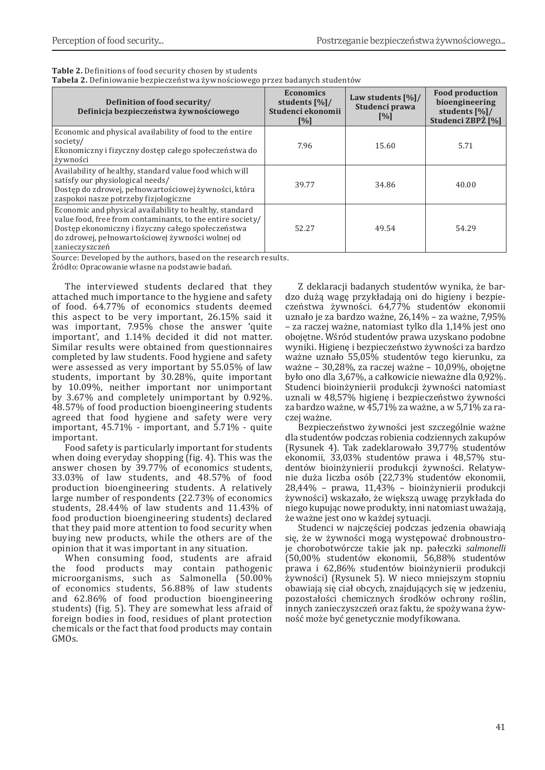**Table 2.** Definitions of food security chosen by students
**Tabela 2.** Definiowanie bezpieczeństwa żywnościowego przez badanych studentów

| Definition of food security/ Definicja bezpieczeństwa żywnościowego | Economics students [%]/ Studenci ekonomii [%] | Law students [%]/ Studenci prawa [%] | Food production bioengineering students [%]/ Studenci ZBPŻ [%] |
|---|---|---|---|
| Economic and physical availability of food to the entire society/ Ekonomiczny i fizyczny dostęp całego społeczeństwa do żywności | 7.96 | 15.60 | 5.71 |
| Availability of healthy, standard value food which will satisfy our physiological needs/ Dostęp do zdrowej, pełnowartościowej żywności, która zaspokoi nasze potrzeby fizjologiczne | 39.77 | 34.86 | 40.00 |
| Economic and physical availability to healthy, standard value food, free from contaminants, to the entire society/ Dostęp ekonomiczny i fizyczny całego społeczeństwa do zdrowej, pełnowartościowej żywności wolnej od zanieczyszczeń | 52.27 | 49.54 | 54.29 |

Source: Developed by the authors, based on the research results.
Źródło: Opracowanie własne na podstawie badań.

The interviewed students declared that they attached much importance to the hygiene and safety of food. 64.77% of economics students deemed this aspect to be very important, 26.15% said it was important, 7.95% chose the answer 'quite important', and 1.14% decided it did not matter. Similar results were obtained from questionnaires completed by law students. Food hygiene and safety were assessed as very important by 55.05% of law students, important by 30.28%, quite important by 10.09%, neither important nor unimportant by 3.67% and completely unimportant by 0.92%. 48.57% of food production bioengineering students agreed that food hygiene and safety were very important, 45.71% - important, and 5.71% - quite important.

Food safety is particularly important for students when doing everyday shopping (fig. 4). This was the answer chosen by 39.77% of economics students, 33.03% of law students, and 48.57% of food production bioengineering students. A relatively large number of respondents (22.73% of economics students, 28.44% of law students and 11.43% of food production bioengineering students) declared that they paid more attention to food security when buying new products, while the others are of the opinion that it was important in any situation.

When consuming food, students are afraid the food products may contain pathogenic microorganisms, such as Salmonella (50.00% of economics students, 56.88% of law students and 62.86% of food production bioengineering students) (fig. 5). They are somewhat less afraid of foreign bodies in food, residues of plant protection chemicals or the fact that food products may contain GMOs.

Z deklaracji badanych studentów wynika, że bardzo dużą wagę przykładają oni do higieny i bezpieczeństwa żywności. 64,77% studentów ekonomii uznało je za bardzo ważne, 26,14% – za ważne, 7,95% – za raczej ważne, natomiast tylko dla 1,14% jest ono obojętne. Wśród studentów prawa uzyskano podobne wyniki. Higienę i bezpieczeństwo żywności za bardzo ważne uznało 55,05% studentów tego kierunku, za ważne – 30,28%, za raczej ważne – 10,09%, obojętne było ono dla 3,67%, a całkowicie nieważne dla 0,92%. Studenci bioinżynierii produkcji żywności natomiast uznali w 48,57% higienę i bezpieczeństwo żywności za bardzo ważne, w 45,71% za ważne, a w 5,71% za raczej ważne.

Bezpieczeństwo żywności jest szczególnie ważne dla studentów podczas robienia codziennych zakupów (Rysunek 4). Tak zadeklarowało 39,77% studentów ekonomii, 33,03% studentów prawa i 48,57% studentów bioinżynierii produkcji żywności. Relatywnie duża liczba osób (22,73% studentów ekonomii, 28,44% – prawa, 11,43% – bioinżynierii produkcji żywności) wskazało, że większą uwagę przykłada do niego kupując nowe produkty, inni natomiast uważają, że ważne jest ono w każdej sytuacji.

Studenci w najczęściej podczas jedzenia obawiają się, że w żywności mogą występować drobnoustroje chorobotwórcze takie jak np. pałeczki *salmonelli* (50,00% studentów ekonomii, 56,88% studentów prawa i 62,86% studentów bioinżynierii produkcji żywności) (Rysunek 5). W nieco mniejszym stopniu obawiają się ciał obcych, znajdujących się w jedzeniu, pozostałości chemicznych środków ochrony roślin, innych zanieczyszczeń oraz faktu, że spożywana żywność może być genetycznie modyfikowana.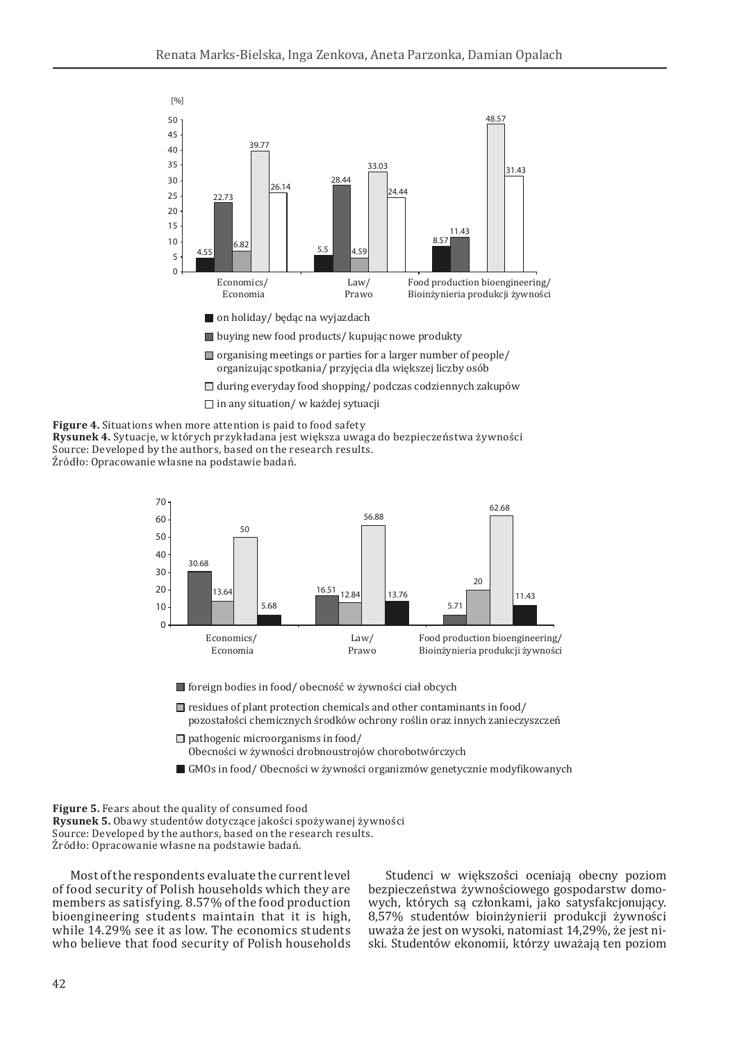[%]

| | on holiday/ będąc na wyjazdach | buying new food products/ kupując nowe produkty | organising meetings or parties for a larger number of people/ organizując spotkania/ przyjęcia dla większej liczby osób | during everyday food shopping/ podczas codziennych zakupów | in any situation/ w każdej sytuacji |
|---|---|---|---|---|---|
| Economics/ Economia | 4.55 | 22.73 | 6.82 | 39.77 | 26.14 |
| Law/ Prawo | 5.5 | 28.44 | 4.59 | 33.03 | 24.44 |
| Food production bioengineering/ Bioinżynieria produkcji żywności | 8.57 | 11.43 | | 48.57 | 31.43 |

**Figure 4.** Situations when more attention is paid to food safety
**Rysunek 4.** Sytuacje, w których przykładana jest większa uwaga do bezpieczeństwa żywności
Source: Developed by the authors, based on the research results.
Źródło: Opracowanie własne na podstawie badań.

| | foreign bodies in food/ obecność w żywności ciał obcych | residues of plant protection chemicals and other contaminants in food/ pozostałości chemicznych środków ochrony roślin oraz innych zanieczyszczeń | pathogenic microorganisms in food/ Obecności w żywności drobnoustrojów chorobotwórczych | GMOs in food/ Obecności w żywności organizmów genetycznie modyfikowanych |
|---|---|---|---|---|
| Economics/ Economia | 30.68 | 13.64 | 50 | 5.68 |
| Law/ Prawo | 16.51 | 12.84 | 56.88 | 13.76 |
| Food production bioengineering/ Bioinżynieria produkcji żywności | 5.71 | 20 | 62.68 | 11.43 |

**Figure 5.** Fears about the quality of consumed food
**Rysunek 5.** Obawy studentów dotyczące jakości spożywanej żywności
Source: Developed by the authors, based on the research results.
Źródło: Opracowanie własne na podstawie badań.

Most of the respondents evaluate the current level of food security of Polish households which they are members as satisfying. 8.57% of the food production bioengineering students maintain that it is high, while 14.29% see it as low. The economics students who believe that food security of Polish households

Studenci w większości oceniają obecny poziom bezpieczeństwa żywnościowego gospodarstw domowych, których są członkami, jako satysfakcjonujący. 8,57% studentów bioinżynierii produkcji żywności uważa że jest on wysoki, natomiast 14,29%, że jest niski. Studentów ekonomii, którzy uważają ten poziom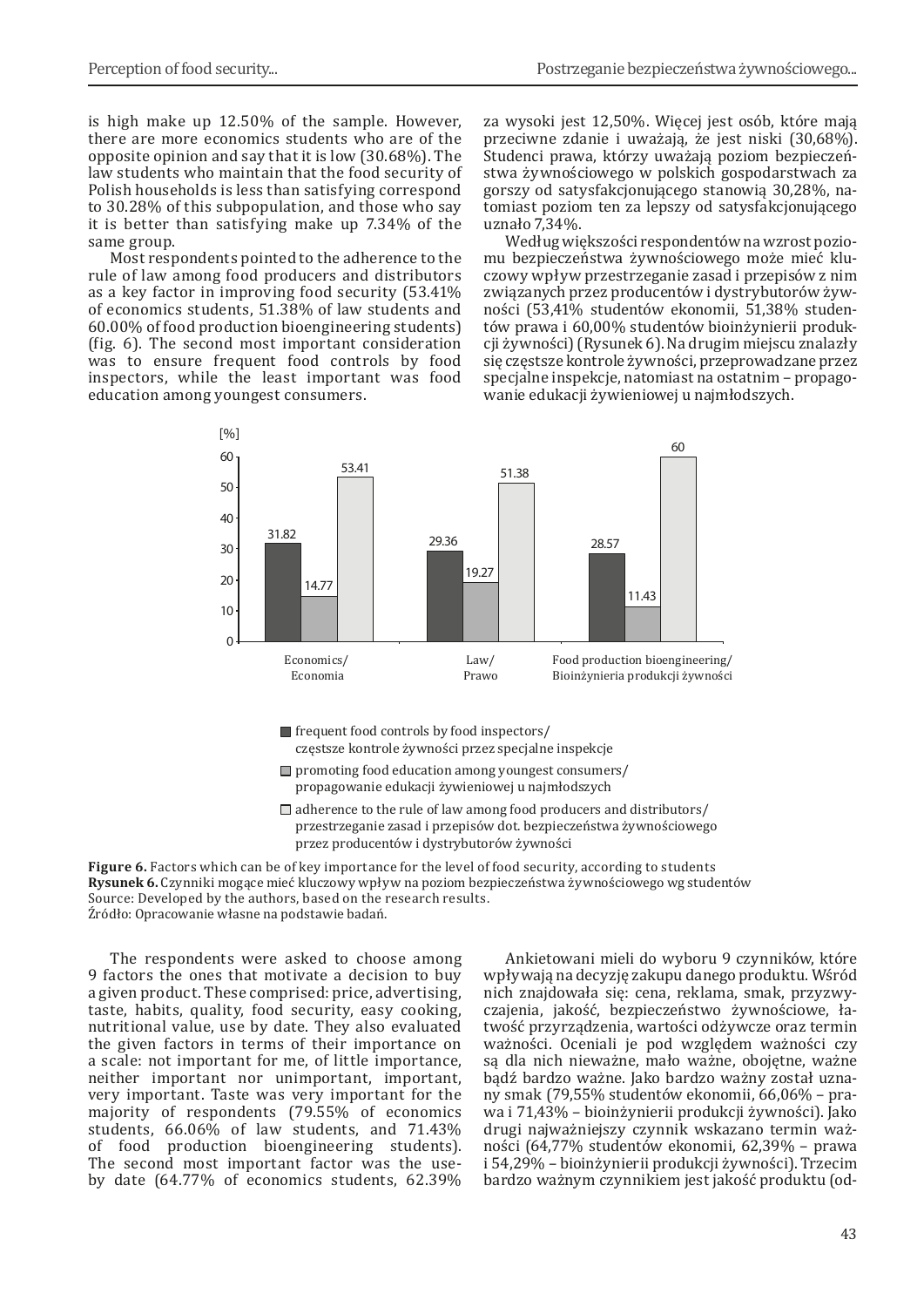is high make up 12.50% of the sample. However, there are more economics students who are of the opposite opinion and say that it is low (30.68%). The law students who maintain that the food security of Polish households is less than satisfying correspond to 30.28% of this subpopulation, and those who say it is better than satisfying make up 7.34% of the same group.

Most respondents pointed to the adherence to the rule of law among food producers and distributors as a key factor in improving food security (53.41% of economics students, 51.38% of law students and 60.00% of food production bioengineering students) (fig. 6). The second most important consideration was to ensure frequent food controls by food inspectors, while the least important was food education among youngest consumers.

za wysoki jest 12,50%. Więcej jest osób, które mają przeciwne zdanie i uważają, że jest niski (30,68%). Studenci prawa, którzy uważają poziom bezpieczeństwa żywnościowego w polskich gospodarstwach za gorszy od satysfakcjonującego stanowią 30,28%, natomiast poziom ten za lepszy od satysfakcjonującego uznało 7,34%.

Według większości respondentów na wzrost poziomu bezpieczeństwa żywnościowego może mieć kluczowy wpływ przestrzeganie zasad i przepisów z nim związanych przez producentów i dystrybutorów żywności (53,41% studentów ekonomii, 51,38% studentów prawa i 60,00% studentów bioinżynierii produkcji żywności) (Rysunek 6). Na drugim miejscu znalazły się częstsze kontrole żywności, przeprowadzane przez specjalne inspekcje, natomiast na ostatnim – propagowanie edukacji żywieniowej u najmłodszych.

| [%] | Economics/ Economia | Law/ Prawo | Food production bioengineering/ Bioinżynieria produkcji żywności |
|---|---|---|---|
| frequent food controls by food inspectors/ częstsze kontrole żywności przez specjalne inspekcje | 31.82 | 29.36 | 28.57 |
| promoting food education among youngest consumers/ propagowanie edukacji żywieniowej u najmłodszych | 14.77 | 19.27 | 11.43 |
| adherence to the rule of law among food producers and distributors/ przestrzeganie zasad i przepisów dot. bezpieczeństwa żywnościowego przez producentów i dystrybutorów żywności | 53.41 | 51.38 | 60 |

**Figure 6.** Factors which can be of key importance for the level of food security, according to students
**Rysunek 6.** Czynniki mogące mieć kluczowy wpływ na poziom bezpieczeństwa żywnościowego wg studentów
Source: Developed by the authors, based on the research results.
Źródło: Opracowanie własne na podstawie badań.

The respondents were asked to choose among 9 factors the ones that motivate a decision to buy a given product. These comprised: price, advertising, taste, habits, quality, food security, easy cooking, nutritional value, use by date. They also evaluated the given factors in terms of their importance on a scale: not important for me, of little importance, neither important nor unimportant, important, very important. Taste was very important for the majority of respondents (79.55% of economics students, 66.06% of law students, and 71.43% of food production bioengineering students). The second most important factor was the use-by date (64.77% of economics students, 62.39%

Ankietowani mieli do wyboru 9 czynników, które wpływają na decyzję zakupu danego produktu. Wśród nich znajdowała się: cena, reklama, smak, przyzwyczajenia, jakość, bezpieczeństwo żywnościowe, łatwość przyrządzenia, wartości odżywcze oraz termin ważności. Oceniali je pod względem ważności czy są dla nich nieważne, mało ważne, obojętne, ważne bądź bardzo ważne. Jako bardzo ważny został uznany smak (79,55% studentów ekonomii, 66,06% – prawa i 71,43% – bioinżynierii produkcji żywności). Jako drugi najważniejszy czynnik wskazano termin ważności (64,77% studentów ekonomii, 62,39% – prawa i 54,29% – bioinżynierii produkcji żywności). Trzecim bardzo ważnym czynnikiem jest jakość produktu (od-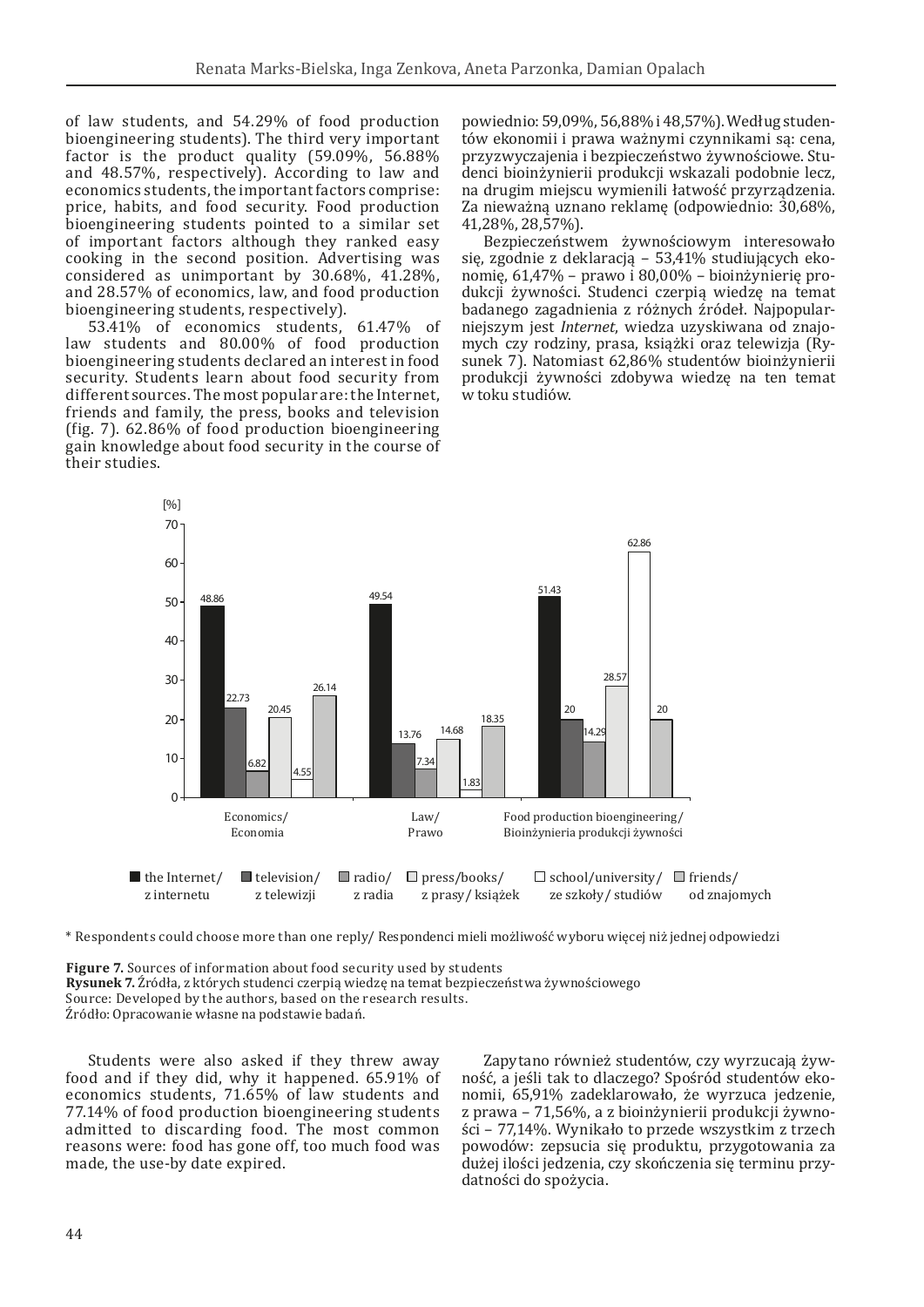of law students, and 54.29% of food production bioengineering students). The third very important factor is the product quality (59.09%, 56.88% and 48.57%, respectively). According to law and economics students, the important factors comprise: price, habits, and food security. Food production bioengineering students pointed to a similar set of important factors although they ranked easy cooking in the second position. Advertising was considered as unimportant by 30.68%, 41.28%, and 28.57% of economics, law, and food production bioengineering students, respectively).

53.41% of economics students, 61.47% of law students and 80.00% of food production bioengineering students declared an interest in food security. Students learn about food security from different sources. The most popular are: the Internet, friends and family, the press, books and television (fig. 7). 62.86% of food production bioengineering gain knowledge about food security in the course of their studies.

powiednio: 59,09%, 56,88% i 48,57%). Według studentów ekonomii i prawa ważnymi czynnikami są: cena, przyzwyczajenia i bezpieczeństwo żywnościowe. Studenci bioinżynierii produkcji wskazali podobnie lecz, na drugim miejscu wymienili łatwość przyrządzenia. Za nieważną uznano reklamę (odpowiednio: 30,68%, 41,28%, 28,57%).

Bezpieczeństwem żywnościowym interesowało się, zgodnie z deklaracją – 53,41% studiujących ekonomię, 61,47% – prawo i 80,00% – bioinżynierię produkcji żywności. Studenci czerpią wiedzę na temat badanego zagadnienia z różnych źródeł. Najpopularniejszym jest *Internet*, wiedza uzyskiwana od znajomych czy rodziny, prasa, książki oraz telewizja (Rysunek 7). Natomiast 62,86% studentów bioinżynierii produkcji żywności zdobywa wiedzę na ten temat w toku studiów.

| [%] | the Internet/ z internetu | television/ z telewizji | radio/ z radia | press/books/ z prasy/ książek | school/university/ ze szkoły/ studiów | friends/ od znajomych |
|---|---|---|---|---|---|---|
| Economics/ Economia | 48.86 | 22.73 | 6.82 | 20.45 | 4.55 | 26.14 |
| Law/ Prawo | 49.54 | 13.76 | 7.34 | 14.68 | 1.83 | 18.35 |
| Food production bioengineering/ Bioinżynieria produkcji żywności | 51.43 | 20 | 14.29 | 28.57 | 62.86 | 20 |

\* Respondents could choose more than one reply/ Respondenci mieli możliwość wyboru więcej niż jednej odpowiedzi

**Figure 7.** Sources of information about food security used by students
**Rysunek 7.** Źródła, z których studenci czerpią wiedzę na temat bezpieczeństwa żywnościowego
Source: Developed by the authors, based on the research results.
Źródło: Opracowanie własne na podstawie badań.

Students were also asked if they threw away food and if they did, why it happened. 65.91% of economics students, 71.65% of law students and 77.14% of food production bioengineering students admitted to discarding food. The most common reasons were: food has gone off, too much food was made, the use-by date expired.

Zapytano również studentów, czy wyrzucają żywność, a jeśli tak to dlaczego? Spośród studentów ekonomii, 65,91% zadeklarowało, że wyrzuca jedzenie, z prawa – 71,56%, a z bioinżynierii produkcji żywności – 77,14%. Wynikało to przede wszystkim z trzech powodów: zepsucia się produktu, przygotowania za dużej ilości jedzenia, czy skończenia się terminu przydatności do spożycia.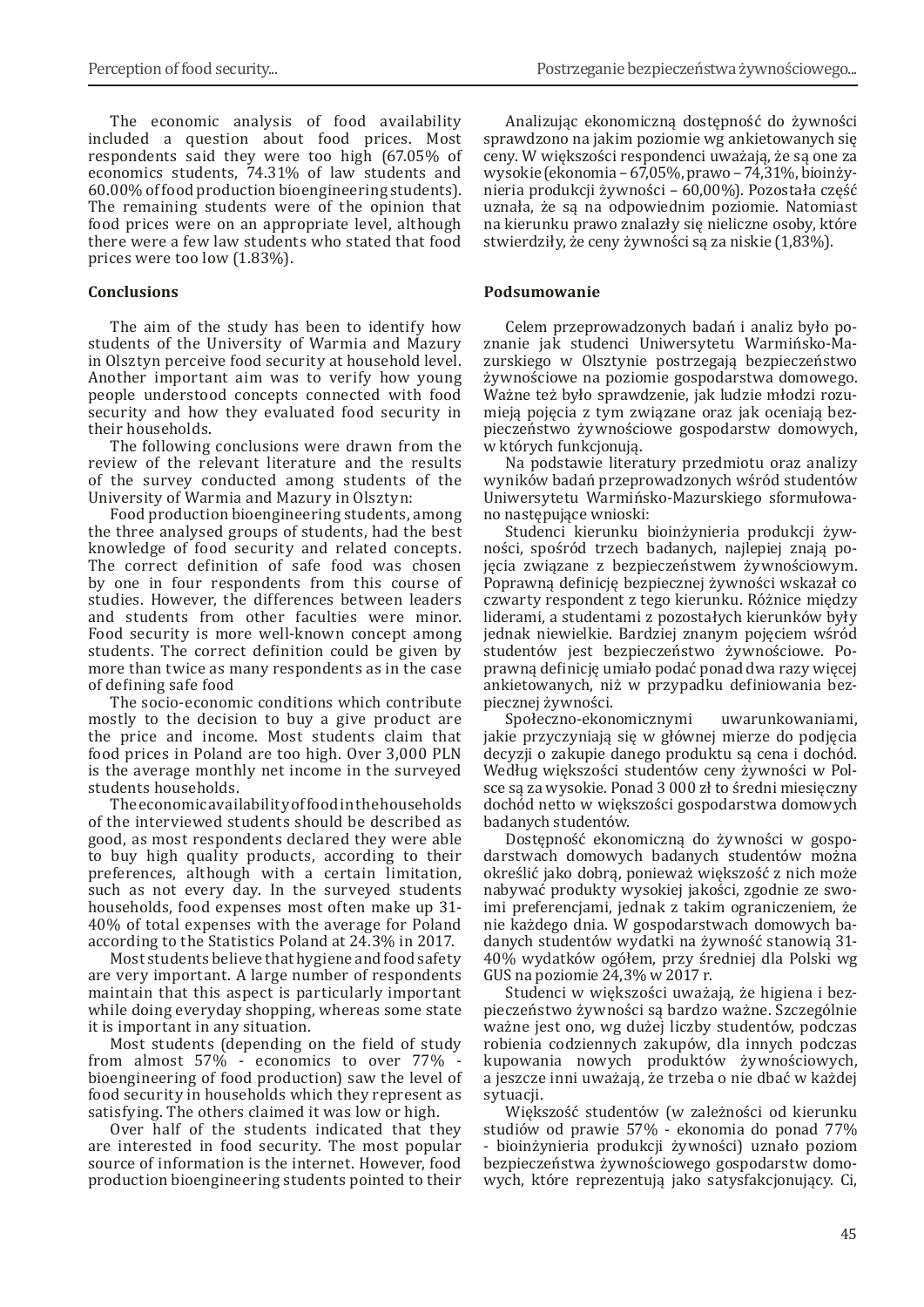The economic analysis of food availability included a question about food prices. Most respondents said they were too high (67.05% of economics students, 74.31% of law students and 60.00% of food production bioengineering students). The remaining students were of the opinion that food prices were on an appropriate level, although there were a few law students who stated that food prices were too low (1.83%).

### Conclusions

The aim of the study has been to identify how students of the University of Warmia and Mazury in Olsztyn perceive food security at household level. Another important aim was to verify how young people understood concepts connected with food security and how they evaluated food security in their households.

The following conclusions were drawn from the review of the relevant literature and the results of the survey conducted among students of the University of Warmia and Mazury in Olsztyn:

Food production bioengineering students, among the three analysed groups of students, had the best knowledge of food security and related concepts. The correct definition of safe food was chosen by one in four respondents from this course of studies. However, the differences between leaders and students from other faculties were minor. Food security is more well-known concept among students. The correct definition could be given by more than twice as many respondents as in the case of defining safe food

The socio-economic conditions which contribute mostly to the decision to buy a give product are the price and income. Most students claim that food prices in Poland are too high. Over 3,000 PLN is the average monthly net income in the surveyed students households.

The economic availability of food in the households of the interviewed students should be described as good, as most respondents declared they were able to buy high quality products, according to their preferences, although with a certain limitation, such as not every day. In the surveyed students households, food expenses most often make up 31-40% of total expenses with the average for Poland according to the Statistics Poland at 24.3% in 2017.

Most students believe that hygiene and food safety are very important. A large number of respondents maintain that this aspect is particularly important while doing everyday shopping, whereas some state it is important in any situation.

Most students (depending on the field of study from almost 57% - economics to over 77% - bioengineering of food production) saw the level of food security in households which they represent as satisfying. The others claimed it was low or high.

Over half of the students indicated that they are interested in food security. The most popular source of information is the internet. However, food production bioengineering students pointed to their

Analizując ekonomiczną dostępność do żywności sprawdzono na jakim poziomie wg ankietowanych się ceny. W większości respondenci uważają, że są one za wysokie (ekonomia – 67,05%, prawo – 74,31%, bioinżynieria produkcji żywności – 60,00%). Pozostała część uznała, że są na odpowiednim poziomie. Natomiast na kierunku prawo znalazły się nieliczne osoby, które stwierdziły, że ceny żywności są za niskie (1,83%).

### Podsumowanie

Celem przeprowadzonych badań i analiz było poznanie jak studenci Uniwersytetu Warmińsko-Mazurskiego w Olsztynie postrzegają bezpieczeństwo żywnościowe na poziomie gospodarstwa domowego. Ważne też było sprawdzenie, jak ludzie młodzi rozumieją pojęcia z tym związane oraz jak oceniają bezpieczeństwo żywnościowe gospodarstw domowych, w których funkcjonują.

Na podstawie literatury przedmiotu oraz analizy wyników badań przeprowadzonych wśród studentów Uniwersytetu Warmińsko-Mazurskiego sformułowano następujące wnioski:

Studenci kierunku bioinżynieria produkcji żywności, spośród trzech badanych, najlepiej znają pojęcia związane z bezpieczeństwem żywnościowym. Poprawną definicję bezpiecznej żywności wskazał co czwarty respondent z tego kierunku. Różnice między liderami, a studentami z pozostałych kierunków były jednak niewielkie. Bardziej znanym pojęciem wśród studentów jest bezpieczeństwo żywnościowe. Poprawną definicję umiało podać ponad dwa razy więcej ankietowanych, niż w przypadku definiowania bezpiecznej żywności.

Społeczno-ekonomicznymi uwarunkowaniami, jakie przyczyniają się w głównej mierze do podjęcia decyzji o zakupie danego produktu są cena i dochód. Według większości studentów ceny żywności w Polsce są za wysokie. Ponad 3 000 zł to średni miesięczny dochód netto w większości gospodarstwa domowych badanych studentów.

Dostępność ekonomiczną do żywności w gospodarstwach domowych badanych studentów można określić jako dobrą, ponieważ większość z nich może nabywać produkty wysokiej jakości, zgodnie ze swoimi preferencjami, jednak z takim ograniczeniem, że nie każdego dnia. W gospodarstwach domowych badanych studentów wydatki na żywność stanowią 31-40% wydatków ogółem, przy średniej dla Polski wg GUS na poziomie 24,3% w 2017 r.

Studenci w większości uważają, że higiena i bezpieczeństwo żywności są bardzo ważne. Szczególnie ważne jest ono, wg dużej liczby studentów, podczas robienia codziennych zakupów, dla innych podczas kupowania nowych produktów żywnościowych, a jeszcze inni uważają, że trzeba o nie dbać w każdej sytuacji.

Większość studentów (w zależności od kierunku studiów od prawie 57% - ekonomia do ponad 77% - bioinżynieria produkcji żywności) uznało poziom bezpieczeństwa żywnościowego gospodarstw domowych, które reprezentują jako satysfakcjonujący. Ci,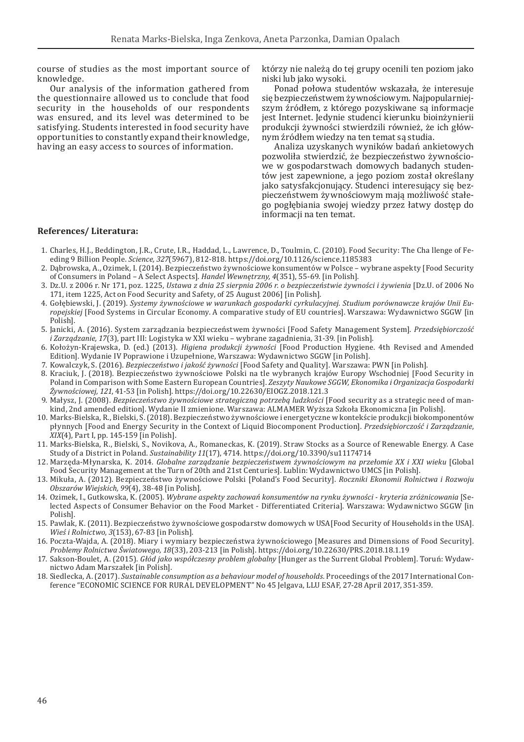course of studies as the most important source of knowledge.

Our analysis of the information gathered from the questionnaire allowed us to conclude that food security in the households of our respondents was ensured, and its level was determined to be satisfying. Students interested in food security have opportunities to constantly expand their knowledge, having an easy access to sources of information.

którzy nie należą do tej grupy ocenili ten poziom jako niski lub jako wysoki.

Ponad połowa studentów wskazała, że interesuje się bezpieczeństwem żywnościowym. Najpopularniejszym źródłem, z którego pozyskiwane są informacje jest Internet. Jedynie studenci kierunku bioinżynierii produkcji żywności stwierdzili również, że ich głównym źródłem wiedzy na ten temat są studia.

Analiza uzyskanych wyników badań ankietowych pozwoliła stwierdzić, że bezpieczeństwo żywnościowe w gospodarstwach domowych badanych studentów jest zapewnione, a jego poziom został określany jako satysfakcjonujący. Studenci interesujący się bezpieczeństwem żywnościowym mają możliwość stałego pogłębiania swojej wiedzy przez łatwy dostęp do informacji na ten temat.

**References/ Literatura:**

1. Charles, H.J., Beddington, J.R., Crute, I.R., Haddad, L., Lawrence, D., Toulmin, C. (2010). Food Security: The Cha llenge of Feeding 9 Billion People. *Science, 327*(5967), 812-818. https://doi.org/10.1126/science.1185383
2. Dąbrowska, A., Ozimek, I. (2014). Bezpieczeństwo żywnościowe konsumentów w Polsce – wybrane aspekty [Food Security of Consumers in Poland – A Select Aspects]. *Handel Wewnętrzny, 4*(351), 55-69. [in Polish].
3. Dz.U. z 2006 r. Nr 171, poz. 1225, *Ustawa z dnia 25 sierpnia 2006 r. o bezpieczeństwie żywności i żywienia* [Dz.U. of 2006 No 171, item 1225, Act on Food Security and Safety, of 25 August 2006] [in Polish].
4. Gołębiewski, J. (2019). *Systemy żywnościowe w warunkach gospodarki cyrkulacyjnej. Studium porównawcze krajów Unii Europejskiej* [Food Systems in Circular Economy. A comparative study of EU countries]. Warszawa: Wydawnictwo SGGW [in Polish].
5. Janicki, A. (2016). System zarządzania bezpieczeństwem żywności [Food Safety Management System]. *Przedsiębiorczość i Zarządzanie, 17*(3), part III: Logistyka w XXI wieku – wybrane zagadnienia, 31-39. [in Polish].
6. Kołożyn-Krajewska, D. (ed.) (2013). *Higiena produkcji żywności* [Food Production Hygiene. 4th Revised and Amended Edition]. Wydanie IV Poprawione i Uzupełnione, Warszawa: Wydawnictwo SGGW [in Polish].
7. Kowalczyk, S. (2016). *Bezpieczeństwo i jakość żywności* [Food Safety and Quality]. Warszawa: PWN [in Polish].
8. Kraciuk, J. (2018). Bezpieczeństwo żywnościowe Polski na tle wybranych krajów Europy Wschodniej [Food Security in Poland in Comparison with Some Eastern European Countries]. *Zeszyty Naukowe SGGW, Ekonomika i Organizacja Gospodarki Żywnościowej, 121*, 41-53 [in Polish]. https://doi.org/10.22630/EIOGZ.2018.121.3
9. Małysz, J. (2008). *Bezpieczeństwo żywnościowe strategiczną potrzebą ludzkości* [Food security as a strategic need of mankind, 2nd amended edition]. Wydanie II zmienione. Warszawa: ALMAMER Wyższa Szkoła Ekonomiczna [in Polish].
10. Marks-Bielska, R., Bielski, S. (2018). Bezpieczeństwo żywnościowe i energetyczne w kontekście produkcji biokomponentów płynnych [Food and Energy Security in the Context of Liquid Biocomponent Production]. *Przedsiębiorczość i Zarządzanie, XIX*(4), Part I, pp. 145-159 [in Polish].
11. Marks-Bielska, R., Bielski, S., Novikova, A., Romaneckas, K. (2019). Straw Stocks as a Source of Renewable Energy. A Case Study of a District in Poland. *Sustainability 11*(17), 4714. https://doi.org/10.3390/su11174714
12. Marzęda-Młynarska, K. 2014. *Globalne zarządzanie bezpieczeństwem żywnościowym na przełomie XX i XXI wieku* [Global Food Security Management at the Turn of 20th and 21st Centuries]. Lublin: Wydawnictwo UMCS [in Polish].
13. Mikuła, A. (2012). Bezpieczeństwo żywnościowe Polski [Poland's Food Security]. *Roczniki Ekonomii Rolnictwa i Rozwoju Obszarów Wiejskich, 99*(4), 38-48 [in Polish].
14. Ozimek, I., Gutkowska, K. (2005). *Wybrane aspekty zachowań konsumentów na rynku żywności - kryteria zróżnicowania* [Selected Aspects of Consumer Behavior on the Food Market - Differentiated Criteria]. Warszawa: Wydawnictwo SGGW [in Polish].
15. Pawlak, K. (2011). Bezpieczeństwo żywnościowe gospodarstw domowych w USA[Food Security of Households in the USA]. *Wieś i Rolnictwo, 3*(153), 67-83 [in Polish].
16. Poczta-Wajda, A. (2018). Miary i wymiary bezpieczeństwa żywnościowego [Measures and Dimensions of Food Security]. *Problemy Rolnictwa Światowego, 18*(33), 203-213 [in Polish]. https://doi.org/10.22630/PRS.2018.18.1.19
17. Sakson-Boulet, A. (2015). *Głód jako współczesny problem globalny* [Hunger as the Surrent Global Problem]. Toruń: Wydawnictwo Adam Marszałek [in Polish].
18. Siedlecka, A. (2017). *Sustainable consumption as a behaviour model of households.* Proceedings of the 2017 International Conference "ECONOMIC SCIENCE FOR RURAL DEVELOPMENT" No 45 Jelgava, LLU ESAF, 27-28 April 2017, 351-359.